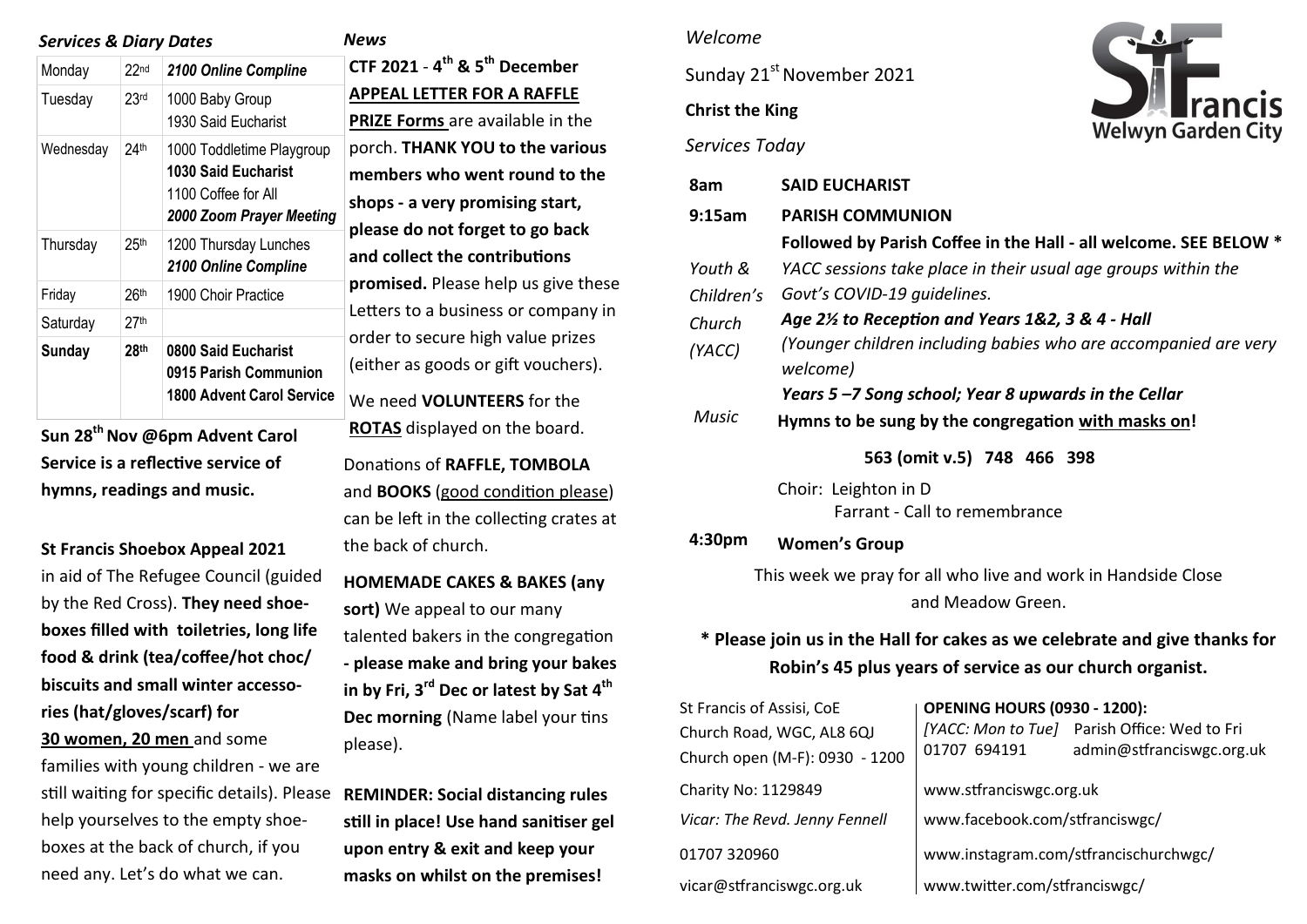### *Services & Diary Dates*

| Monday | 22nd | ***2100 Online Compline*** |
|---|---|---|
| Tuesday | 23rd | 1000 Baby Group<br>1930 Said Eucharist |
| Wednesday | 24th | 1000 Toddletime Playgroup<br>**1030 Said Eucharist**<br>1100 Coffee for All<br>***2000 Zoom Prayer Meeting*** |
| Thursday | 25th | 1200 Thursday Lunches<br>***2100 Online Compline*** |
| Friday | 26th | 1900 Choir Practice |
| Saturday | 27th | |
| **Sunday** | **28th** | **0800 Said Eucharist**<br>**0915 Parish Communion**<br>**1800 Advent Carol Service** |

**Sun 28th Nov @6pm Advent Carol Service is a reflective service of hymns, readings and music.**

**St Francis Shoebox Appeal 2021**
in aid of The Refugee Council (guided by the Red Cross). **They need shoeboxes filled with toiletries, long life food & drink (tea/coffee/hot choc/ biscuits and small winter accessories (hat/gloves/scarf) for <u>30 women, 20 men</u>** and some families with young children - we are still waiting for specific details). Please help yourselves to the empty shoeboxes at the back of church, if you need any. Let's do what we can.

### *News*

**CTF 2021 - 4th & 5th December**
**<u>APPEAL LETTER FOR A RAFFLE PRIZE Forms</u>** are available in the porch. **THANK YOU to the various members who went round to the shops - a very promising start, please do not forget to go back and collect the contributions promised.** Please help us give these Letters to a business or company in order to secure high value prizes (either as goods or gift vouchers).

We need **VOLUNTEERS** for the **<u>ROTAS</u>** displayed on the board.

Donations of **RAFFLE, TOMBOLA** and **BOOKS** (<u>good condition please</u>) can be left in the collecting crates at the back of church.

**HOMEMADE CAKES & BAKES (any sort)** We appeal to our many talented bakers in the congregation **- please make and bring your bakes in by Fri, 3rd Dec or latest by Sat 4th Dec morning** (Name label your tins please).

**REMINDER: Social distancing rules still in place! Use hand sanitiser gel upon entry & exit and keep your masks on whilst on the premises!**

*Welcome*

Sunday 21st November 2021

**Christ the King**

St Francis Welwyn Garden City

*Services Today*

**8am** — **SAID EUCHARIST**

**9:15am** — **PARISH COMMUNION**
**Followed by Parish Coffee in the Hall - all welcome. SEE BELOW \***

*Youth & Children's Church (YACC)* — *YACC sessions take place in their usual age groups within the Govt's COVID-19 guidelines.*
***Age 2½ to Reception and Years 1&2, 3 & 4 - Hall***
*(Younger children including babies who are accompanied are very welcome)*
***Years 5 –7 Song school; Year 8 upwards in the Cellar***

*Music* — **Hymns to be sung by the congregation <u>with masks on</u>!**

**563 (omit v.5) 748 466 398**

Choir: Leighton in D
Farrant - Call to remembrance

**4:30pm** — **Women's Group**

This week we pray for all who live and work in Handside Close and Meadow Green.

**\* Please join us in the Hall for cakes as we celebrate and give thanks for Robin's 45 plus years of service as our church organist.**

St Francis of Assisi, CoE
Church Road, WGC, AL8 6QJ
Church open (M-F): 0930 - 1200

Charity No: 1129849

*Vicar: The Revd. Jenny Fennell*

01707 320960

vicar@stfranciswgc.org.uk

**OPENING HOURS (0930 - 1200):**
*[YACC: Mon to Tue]* Parish Office: Wed to Fri
01707 694191 admin@stfranciswgc.org.uk

www.stfranciswgc.org.uk

www.facebook.com/stfranciswgc/

www.instagram.com/stfrancischurchwgc/

www.twitter.com/stfranciswgc/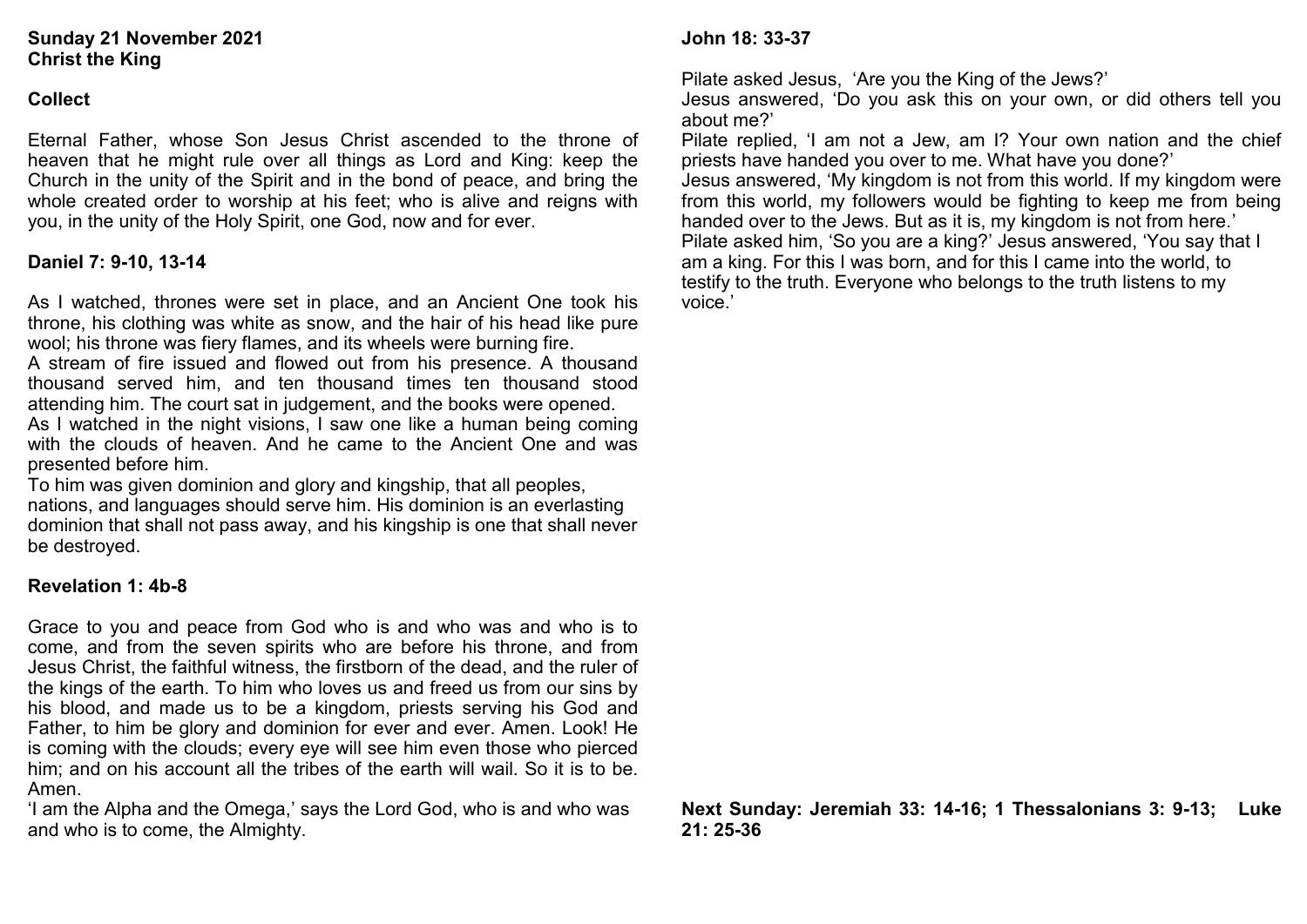**Sunday 21 November 2021**
**Christ the King**

## Collect

Eternal Father, whose Son Jesus Christ ascended to the throne of heaven that he might rule over all things as Lord and King: keep the Church in the unity of the Spirit and in the bond of peace, and bring the whole created order to worship at his feet; who is alive and reigns with you, in the unity of the Holy Spirit, one God, now and for ever.

## Daniel 7: 9-10, 13-14

As I watched, thrones were set in place, and an Ancient One took his throne, his clothing was white as snow, and the hair of his head like pure wool; his throne was fiery flames, and its wheels were burning fire.
A stream of fire issued and flowed out from his presence. A thousand thousand served him, and ten thousand times ten thousand stood attending him. The court sat in judgement, and the books were opened.
As I watched in the night visions, I saw one like a human being coming with the clouds of heaven. And he came to the Ancient One and was presented before him.
To him was given dominion and glory and kingship, that all peoples, nations, and languages should serve him. His dominion is an everlasting dominion that shall not pass away, and his kingship is one that shall never be destroyed.

## Revelation 1: 4b-8

Grace to you and peace from God who is and who was and who is to come, and from the seven spirits who are before his throne, and from Jesus Christ, the faithful witness, the firstborn of the dead, and the ruler of the kings of the earth. To him who loves us and freed us from our sins by his blood, and made us to be a kingdom, priests serving his God and Father, to him be glory and dominion for ever and ever. Amen. Look! He is coming with the clouds; every eye will see him even those who pierced him; and on his account all the tribes of the earth will wail. So it is to be. Amen.
'I am the Alpha and the Omega,' says the Lord God, who is and who was and who is to come, the Almighty.

## John 18: 33-37

Pilate asked Jesus, 'Are you the King of the Jews?'
Jesus answered, 'Do you ask this on your own, or did others tell you about me?'
Pilate replied, 'I am not a Jew, am I? Your own nation and the chief priests have handed you over to me. What have you done?'
Jesus answered, 'My kingdom is not from this world. If my kingdom were from this world, my followers would be fighting to keep me from being handed over to the Jews. But as it is, my kingdom is not from here.'
Pilate asked him, 'So you are a king?' Jesus answered, 'You say that I am a king. For this I was born, and for this I came into the world, to testify to the truth. Everyone who belongs to the truth listens to my voice.'

**Next Sunday: Jeremiah 33: 14-16; 1 Thessalonians 3: 9-13; Luke 21: 25-36**